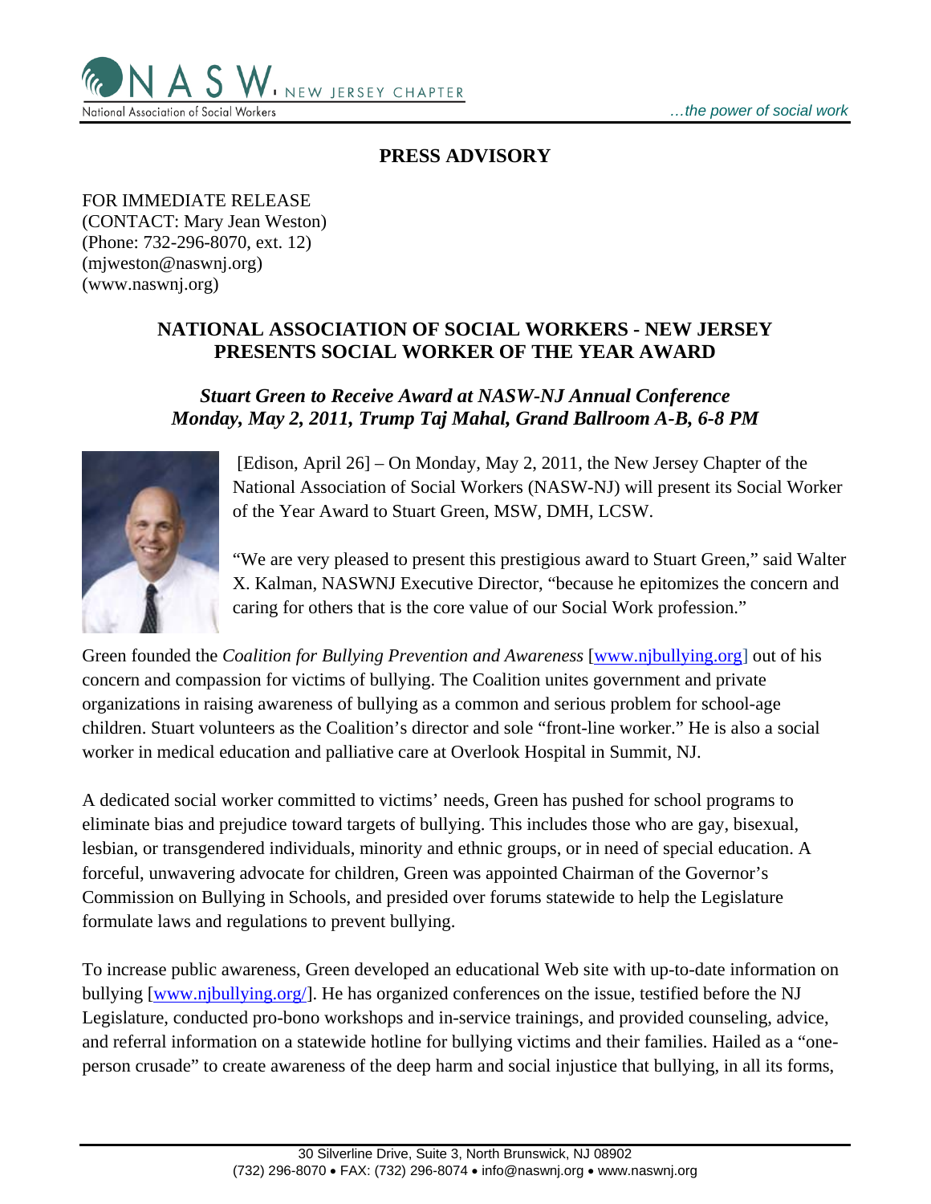# PRESS ADVISORY

FOR IMMEDIATE RELEASE
(CONTACT: Mary Jean Weston)
(Phone: 732-296-8070, ext. 12)
(mjweston@naswnj.org)
(www.naswnj.org)

## NATIONAL ASSOCIATION OF SOCIAL WORKERS - NEW JERSEY PRESENTS SOCIAL WORKER OF THE YEAR AWARD

***Stuart Green to Receive Award at NASW-NJ Annual Conference***
***Monday, May 2, 2011, Trump Taj Mahal, Grand Ballroom A-B, 6-8 PM***

[Edison, April 26] – On Monday, May 2, 2011, the New Jersey Chapter of the National Association of Social Workers (NASW-NJ) will present its Social Worker of the Year Award to Stuart Green, MSW, DMH, LCSW.

"We are very pleased to present this prestigious award to Stuart Green," said Walter X. Kalman, NASWNJ Executive Director, "because he epitomizes the concern and caring for others that is the core value of our Social Work profession."

Green founded the *Coalition for Bullying Prevention and Awareness* [www.njbullying.org] out of his concern and compassion for victims of bullying. The Coalition unites government and private organizations in raising awareness of bullying as a common and serious problem for school-age children. Stuart volunteers as the Coalition's director and sole "front-line worker." He is also a social worker in medical education and palliative care at Overlook Hospital in Summit, NJ.

A dedicated social worker committed to victims' needs, Green has pushed for school programs to eliminate bias and prejudice toward targets of bullying. This includes those who are gay, bisexual, lesbian, or transgendered individuals, minority and ethnic groups, or in need of special education. A forceful, unwavering advocate for children, Green was appointed Chairman of the Governor's Commission on Bullying in Schools, and presided over forums statewide to help the Legislature formulate laws and regulations to prevent bullying.

To increase public awareness, Green developed an educational Web site with up-to-date information on bullying [www.njbullying.org/]. He has organized conferences on the issue, testified before the NJ Legislature, conducted pro-bono workshops and in-service trainings, and provided counseling, advice, and referral information on a statewide hotline for bullying victims and their families. Hailed as a "one-person crusade" to create awareness of the deep harm and social injustice that bullying, in all its forms,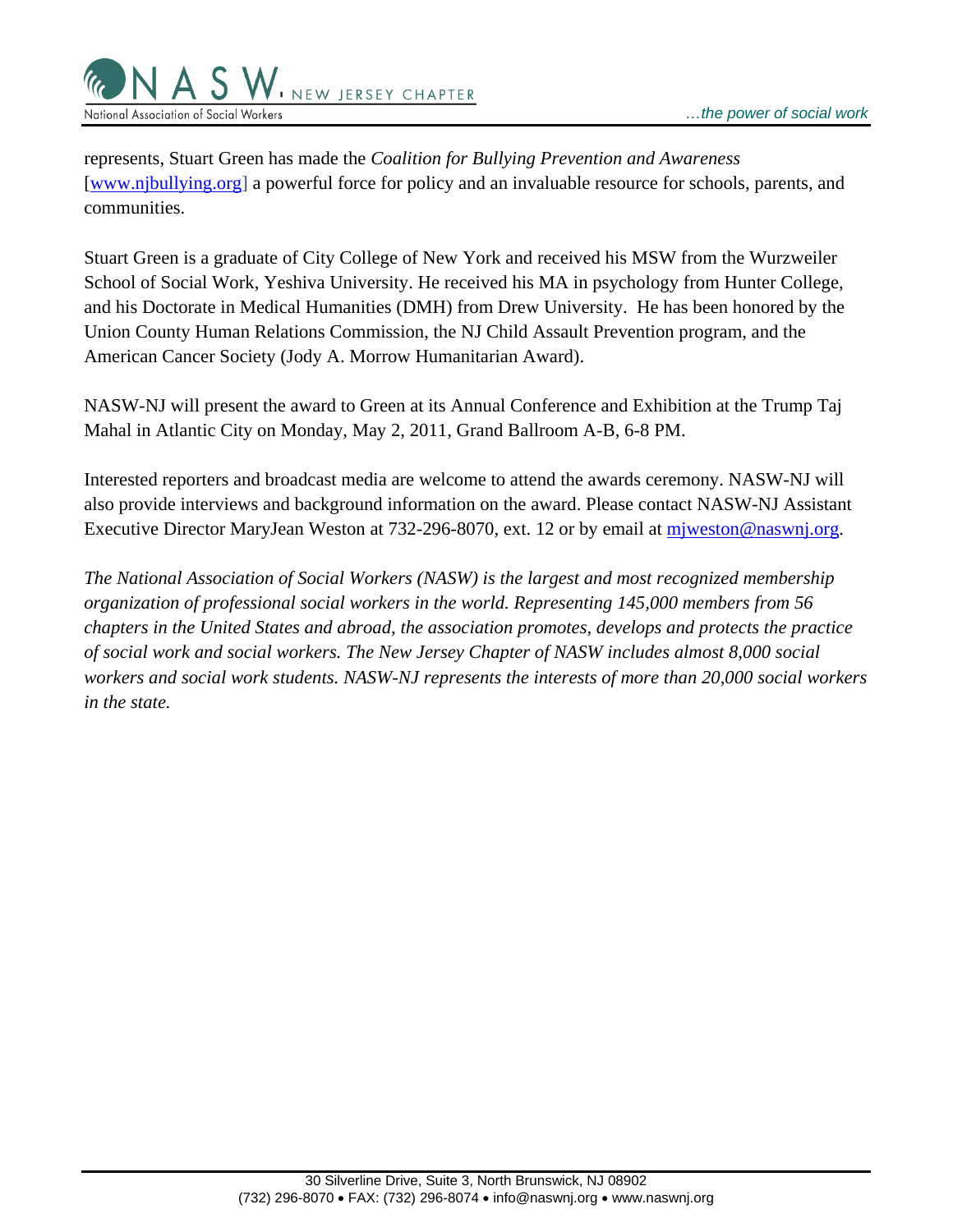represents, Stuart Green has made the *Coalition for Bullying Prevention and Awareness* [www.njbullying.org] a powerful force for policy and an invaluable resource for schools, parents, and communities.

Stuart Green is a graduate of City College of New York and received his MSW from the Wurzweiler School of Social Work, Yeshiva University. He received his MA in psychology from Hunter College, and his Doctorate in Medical Humanities (DMH) from Drew University. He has been honored by the Union County Human Relations Commission, the NJ Child Assault Prevention program, and the American Cancer Society (Jody A. Morrow Humanitarian Award).

NASW-NJ will present the award to Green at its Annual Conference and Exhibition at the Trump Taj Mahal in Atlantic City on Monday, May 2, 2011, Grand Ballroom A-B, 6-8 PM.

Interested reporters and broadcast media are welcome to attend the awards ceremony. NASW-NJ will also provide interviews and background information on the award. Please contact NASW-NJ Assistant Executive Director MaryJean Weston at 732-296-8070, ext. 12 or by email at mjweston@naswnj.org.

*The National Association of Social Workers (NASW) is the largest and most recognized membership organization of professional social workers in the world. Representing 145,000 members from 56 chapters in the United States and abroad, the association promotes, develops and protects the practice of social work and social workers. The New Jersey Chapter of NASW includes almost 8,000 social workers and social work students. NASW-NJ represents the interests of more than 20,000 social workers in the state.*